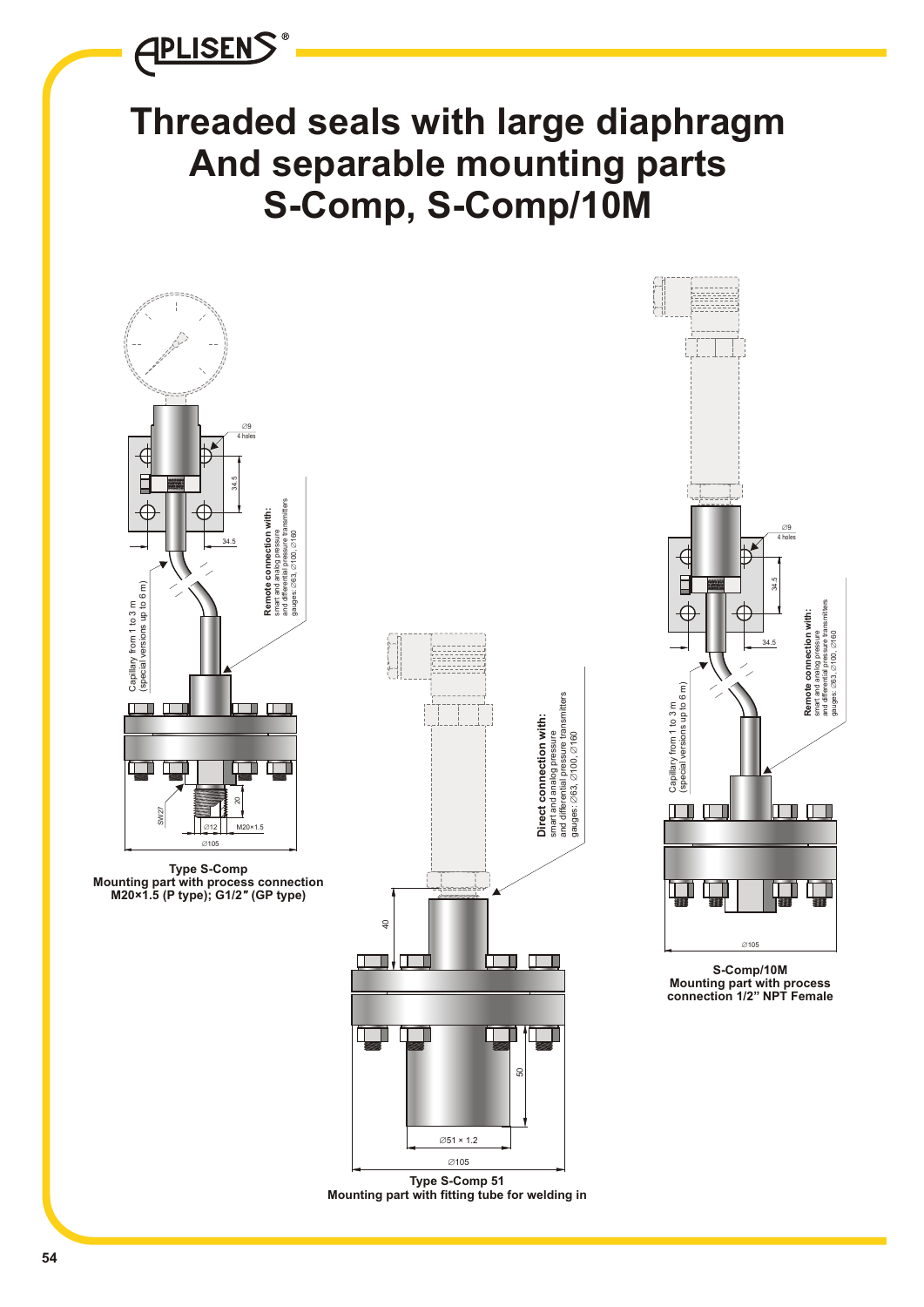# Threaded seals with large diaphragm And separable mounting parts S-Comp, S-Comp/10M

∅9
4 holes

34.5

34.5

**Remote connection with:**
smart and analog pressure
and differential pressure transmitters
gauges: ∅63, ∅100, ∅160

Capillary from 1 to 3 m
(special versions up to 6 m)

SW27

20

∅12 M20×1.5

∅105

**Type S-Comp**
**Mounting part with process connection M20×1.5 (P type); G1/2″ (GP type)**

**Direct connection with:**
smart and analog pressure
and differential pressure transmitters
gauges: ∅63, ∅100, ∅160

40

50

∅51 × 1.2

∅105

**Type S-Comp 51**
**Mounting part with fitting tube for welding in**

∅9
4 holes

34.5

34.5

**Remote connection with:**
smart and analog pressure
and differential pressure transmitters
gauges: ∅63, ∅100, ∅160

Capillary from 1 to 3 m
(special versions up to 6 m)

∅105

**S-Comp/10M**
**Mounting part with process connection 1/2" NPT Female**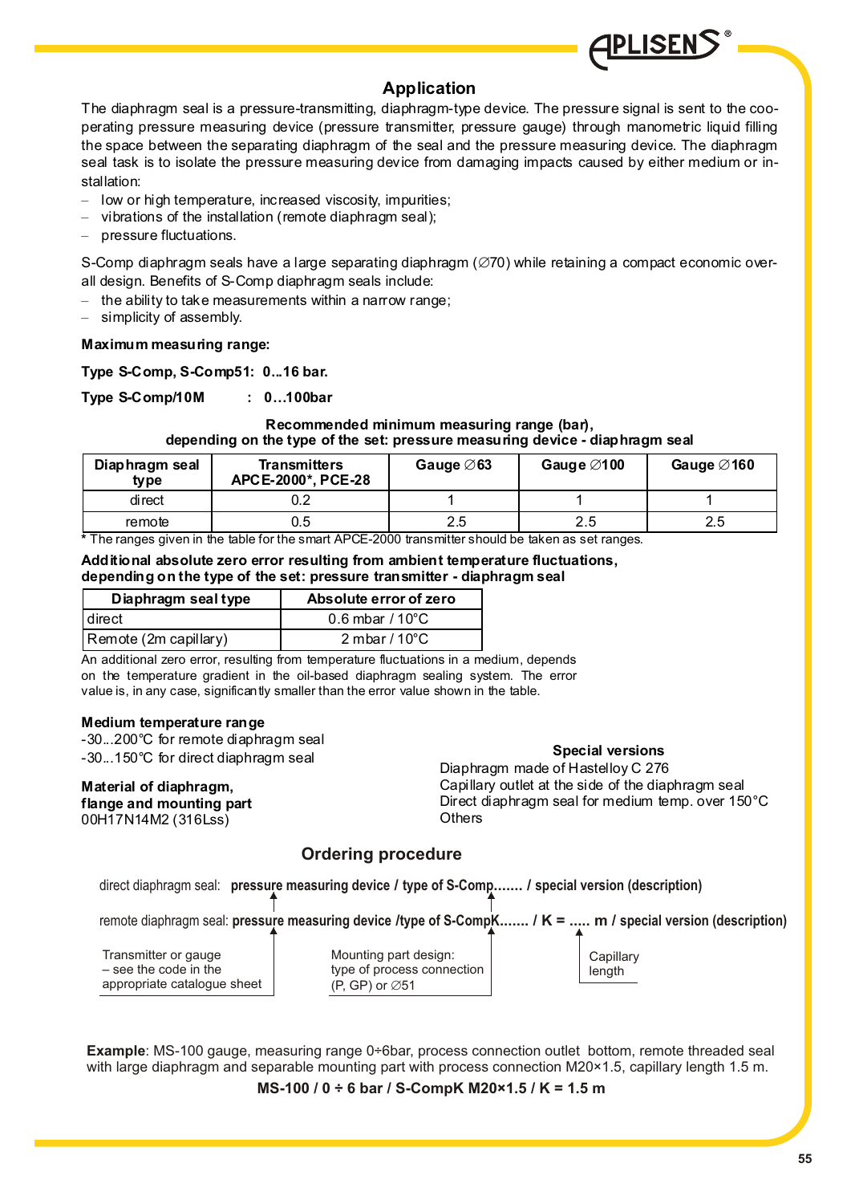## Application

The diaphragm seal is a pressure-transmitting, diaphragm-type device. The pressure signal is sent to the cooperating pressure measuring device (pressure transmitter, pressure gauge) through manometric liquid filling the space between the separating diaphragm of the seal and the pressure measuring device. The diaphragm seal task is to isolate the pressure measuring device from damaging impacts caused by either medium or installation:

- low or high temperature, increased viscosity, impurities;
- vibrations of the installation (remote diaphragm seal);
- pressure fluctuations.

S-Comp diaphragm seals have a large separating diaphragm (∅70) while retaining a compact economic overall design. Benefits of S-Comp diaphragm seals include:

- the ability to take measurements within a narrow range;
- simplicity of assembly.

**Maximum measuring range:**

**Type S-Comp, S-Comp51: 0...16 bar.**

**Type S-Comp/10M : 0…100bar**

**Recommended minimum measuring range (bar), depending on the type of the set: pressure measuring device - diaphragm seal**

| Diaphragm seal type | Transmitters APCE-2000*, PCE-28 | Gauge ∅63 | Gauge ∅100 | Gauge ∅160 |
|---|---|---|---|---|
| direct | 0.2 | 1 | 1 | 1 |
| remote | 0.5 | 2.5 | 2.5 | 2.5 |

* The ranges given in the table for the smart APCE-2000 transmitter should be taken as set ranges.

**Additional absolute zero error resulting from ambient temperature fluctuations, depending on the type of the set: pressure transmitter - diaphragm seal**

| Diaphragm seal type | Absolute error of zero |
|---|---|
| direct | 0.6 mbar / 10°C |
| Remote (2m capillary) | 2 mbar / 10°C |

An additional zero error, resulting from temperature fluctuations in a medium, depends on the temperature gradient in the oil-based diaphragm sealing system. The error value is, in any case, significantly smaller than the error value shown in the table.

**Medium temperature range**

-30...200°C for remote diaphragm seal
-30...150°C for direct diaphragm seal

**Material of diaphragm, flange and mounting part**

00H17N14M2 (316Lss)

**Special versions**

Diaphragm made of Hastelloy C 276
Capillary outlet at the side of the diaphragm seal
Direct diaphragm seal for medium temp. over 150°C
Others

## Ordering procedure

direct diaphragm seal: **pressure measuring device / type of S-Comp……. / special version (description)**

remote diaphragm seal: **pressure measuring device /type of S-CompK……. / K = ….. m / special version (description)**

Transmitter or gauge – see the code in the appropriate catalogue sheet

Mounting part design: type of process connection (P, GP) or ∅51

Capillary length

**Example**: MS-100 gauge, measuring range 0÷6bar, process connection outlet bottom, remote threaded seal with large diaphragm and separable mounting part with process connection M20×1.5, capillary length 1.5 m.

**MS-100 / 0 ÷ 6 bar / S-CompK M20×1.5 / K = 1.5 m**